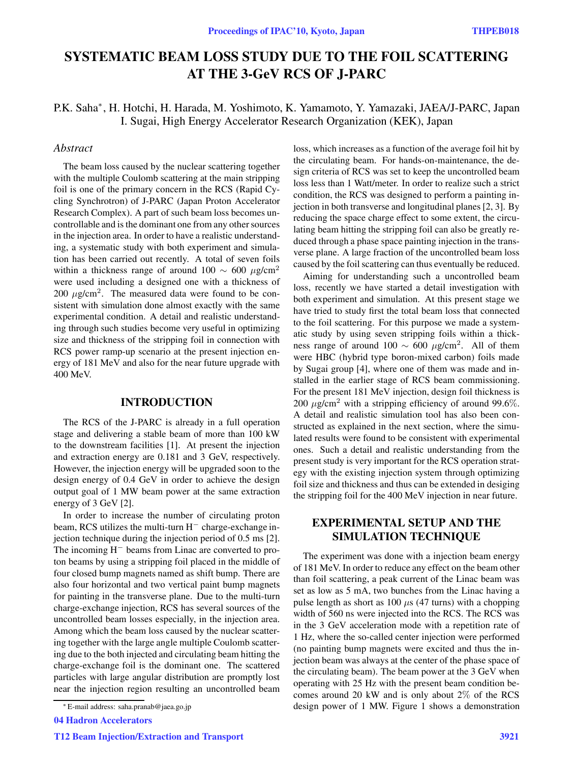# SYSTEMATIC BEAM LOSS STUDY DUE TO THE FOIL SCATTERING AT THE 3-GeV RCS OF J-PARC

P.K. Saha*, H. Hotchi, H. Harada, M. Yoshimoto, K. Yamamoto, Y. Yamazaki, JAEA/J-PARC, Japan
I. Sugai, High Energy Accelerator Research Organization (KEK), Japan

## *Abstract*

The beam loss caused by the nuclear scattering together with the multiple Coulomb scattering at the main stripping foil is one of the primary concern in the RCS (Rapid Cycling Synchrotron) of J-PARC (Japan Proton Accelerator Research Complex). A part of such beam loss becomes uncontrollable and is the dominant one from any other sources in the injection area. In order to have a realistic understanding, a systematic study with both experiment and simulation has been carried out recently. A total of seven foils within a thickness range of around 100 $\sim$ 600 $\mu$g/cm$^2$ were used including a designed one with a thickness of 200 $\mu$g/cm$^2$. The measured data were found to be consistent with simulation done almost exactly with the same experimental condition. A detail and realistic understanding through such studies become very useful in optimizing size and thickness of the stripping foil in connection with RCS power ramp-up scenario at the present injection energy of 181 MeV and also for the near future upgrade with 400 MeV.

## INTRODUCTION

The RCS of the J-PARC is already in a full operation stage and delivering a stable beam of more than 100 kW to the downstream facilities [1]. At present the injection and extraction energy are 0.181 and 3 GeV, respectively. However, the injection energy will be upgraded soon to the design energy of 0.4 GeV in order to achieve the design output goal of 1 MW beam power at the same extraction energy of 3 GeV [2].

In order to increase the number of circulating proton beam, RCS utilizes the multi-turn $H^-$ charge-exchange injection technique during the injection period of 0.5 ms [2]. The incoming $H^-$ beams from Linac are converted to proton beams by using a stripping foil placed in the middle of four closed bump magnets named as shift bump. There are also four horizontal and two vertical paint bump magnets for painting in the transverse plane. Due to the multi-turn charge-exchange injection, RCS has several sources of the uncontrolled beam losses especially, in the injection area. Among which the beam loss caused by the nuclear scattering together with the large angle multiple Coulomb scattering due to the both injected and circulating beam hitting the charge-exchange foil is the dominant one. The scattered particles with large angular distribution are promptly lost near the injection region resulting an uncontrolled beam loss, which increases as a function of the average foil hit by the circulating beam. For hands-on-maintenance, the design criteria of RCS was set to keep the uncontrolled beam loss less than 1 Watt/meter. In order to realize such a strict condition, the RCS was designed to perform a painting injection in both transverse and longitudinal planes [2, 3]. By reducing the space charge effect to some extent, the circulating beam hitting the stripping foil can also be greatly reduced through a phase space painting injection in the transverse plane. A large fraction of the uncontrolled beam loss caused by the foil scattering can thus eventually be reduced.

Aiming for understanding such a uncontrolled beam loss, recently we have started a detail investigation with both experiment and simulation. At this present stage we have tried to study first the total beam loss that connected to the foil scattering. For this purpose we made a systematic study by using seven stripping foils within a thickness range of around 100 $\sim$ 600 $\mu$g/cm$^2$. All of them were HBC (hybrid type boron-mixed carbon) foils made by Sugai group [4], where one of them was made and installed in the earlier stage of RCS beam commissioning. For the present 181 MeV injection, design foil thickness is 200 $\mu$g/cm$^2$ with a stripping efficiency of around 99.6%. A detail and realistic simulation tool has also been constructed as explained in the next section, where the simulated results were found to be consistent with experimental ones. Such a detail and realistic understanding from the present study is very important for the RCS operation strategy with the existing injection system through optimizing foil size and thickness and thus can be extended in desiging the stripping foil for the 400 MeV injection in near future.

## EXPERIMENTAL SETUP AND THE SIMULATION TECHNIQUE

The experiment was done with a injection beam energy of 181 MeV. In order to reduce any effect on the beam other than foil scattering, a peak current of the Linac beam was set as low as 5 mA, two bunches from the Linac having a pulse length as short as 100 $\mu$s (47 turns) with a chopping width of 560 ns were injected into the RCS. The RCS was in the 3 GeV acceleration mode with a repetition rate of 1 Hz, where the so-called center injection were performed (no painting bump magnets were excited and thus the injection beam was always at the center of the phase space of the circulating beam). The beam power at the 3 GeV when operating with 25 Hz with the present beam condition becomes around 20 kW and is only about 2% of the RCS design power of 1 MW. Figure 1 shows a demonstration

* E-mail address: saha.pranab@jaea.go.jp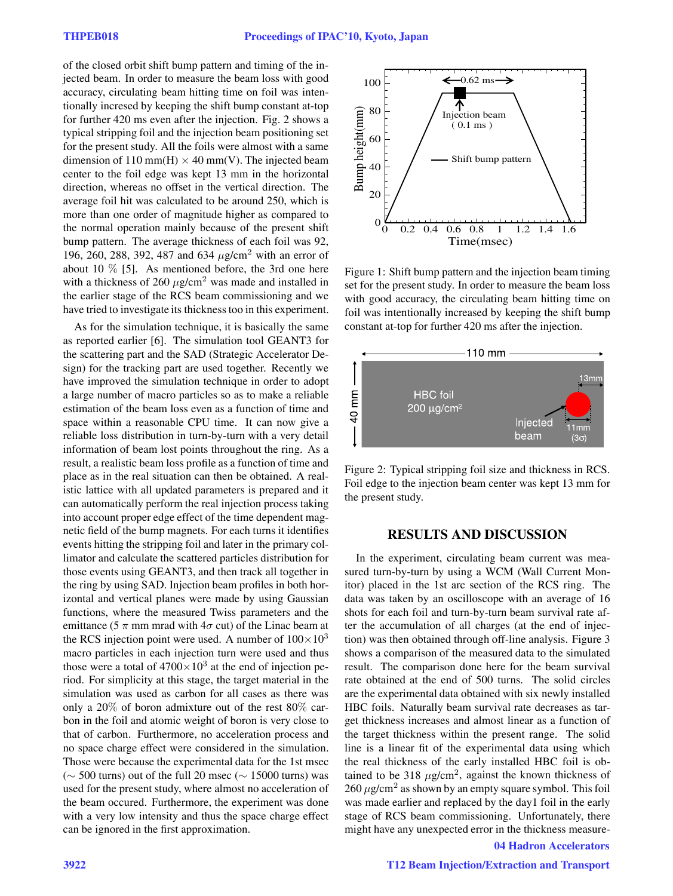of the closed orbit shift bump pattern and timing of the injected beam. In order to measure the beam loss with good accuracy, circulating beam hitting time on foil was intentionally incresed by keeping the shift bump constant at-top for further 420 ms even after the injection. Fig. 2 shows a typical stripping foil and the injection beam positioning set for the present study. All the foils were almost with a same dimension of 110 mm(H) $\times$ 40 mm(V). The injected beam center to the foil edge was kept 13 mm in the horizontal direction, whereas no offset in the vertical direction. The average foil hit was calculated to be around 250, which is more than one order of magnitude higher as compared to the normal operation mainly because of the present shift bump pattern. The average thickness of each foil was 92, 196, 260, 288, 392, 487 and 634 $\mu$g/cm$^2$ with an error of about 10 % [5]. As mentioned before, the 3rd one here with a thickness of 260 $\mu$g/cm$^2$ was made and installed in the earlier stage of the RCS beam commissioning and we have tried to investigate its thickness too in this experiment.

As for the simulation technique, it is basically the same as reported earlier [6]. The simulation tool GEANT3 for the scattering part and the SAD (Strategic Accelerator Design) for the tracking part are used together. Recently we have improved the simulation technique in order to adopt a large number of macro particles so as to make a reliable estimation of the beam loss even as a function of time and space within a reasonable CPU time. It can now give a reliable loss distribution in turn-by-turn with a very detail information of beam lost points throughout the ring. As a result, a realistic beam loss profile as a function of time and place as in the real situation can then be obtained. A realistic lattice with all updated parameters is prepared and it can automatically perform the real injection process taking into account proper edge effect of the time dependent magnetic field of the bump magnets. For each turns it identifies events hitting the stripping foil and later in the primary collimator and calculate the scattered particles distribution for those events using GEANT3, and then track all together in the ring by using SAD. Injection beam profiles in both horizontal and vertical planes were made by using Gaussian functions, where the measured Twiss parameters and the emittance (5 $\pi$ mm mrad with 4$\sigma$ cut) of the Linac beam at the RCS injection point were used. A number of $100\times10^3$ macro particles in each injection turn were used and thus those were a total of $4700\times10^3$ at the end of injection period. For simplicity at this stage, the target material in the simulation was used as carbon for all cases as there was only a 20% of boron admixture out of the rest 80% carbon in the foil and atomic weight of boron is very close to that of carbon. Furthermore, no acceleration process and no space charge effect were considered in the simulation. Those were because the experimental data for the 1st msec ($\sim$ 500 turns) out of the full 20 msec ($\sim$ 15000 turns) was used for the present study, where almost no acceleration of the beam occured. Furthermore, the experiment was done with a very low intensity and thus the space charge effect can be ignored in the first approximation.

Figure 1: Shift bump pattern and the injection beam timing set for the present study. In order to measure the beam loss with good accuracy, the circulating beam hitting time on foil was intentionally increased by keeping the shift bump constant at-top for further 420 ms after the injection.

Figure 2: Typical stripping foil size and thickness in RCS. Foil edge to the injection beam center was kept 13 mm for the present study.

## RESULTS AND DISCUSSION

In the experiment, circulating beam current was measured turn-by-turn by using a WCM (Wall Current Monitor) placed in the 1st arc section of the RCS ring. The data was taken by an oscilloscope with an average of 16 shots for each foil and turn-by-turn beam survival rate after the accumulation of all charges (at the end of injection) was then obtained through off-line analysis. Figure 3 shows a comparison of the measured data to the simulated result. The comparison done here for the beam survival rate obtained at the end of 500 turns. The solid circles are the experimental data obtained with six newly installed HBC foils. Naturally beam survival rate decreases as target thickness increases and almost linear as a function of the target thickness within the present range. The solid line is a linear fit of the experimental data using which the real thickness of the early installed HBC foil is obtained to be 318 $\mu$g/cm$^2$, against the known thickness of 260 $\mu$g/cm$^2$ as shown by an empty square symbol. This foil was made earlier and replaced by the day1 foil in the early stage of RCS beam commissioning. Unfortunately, there might have any unexpected error in the thickness measure-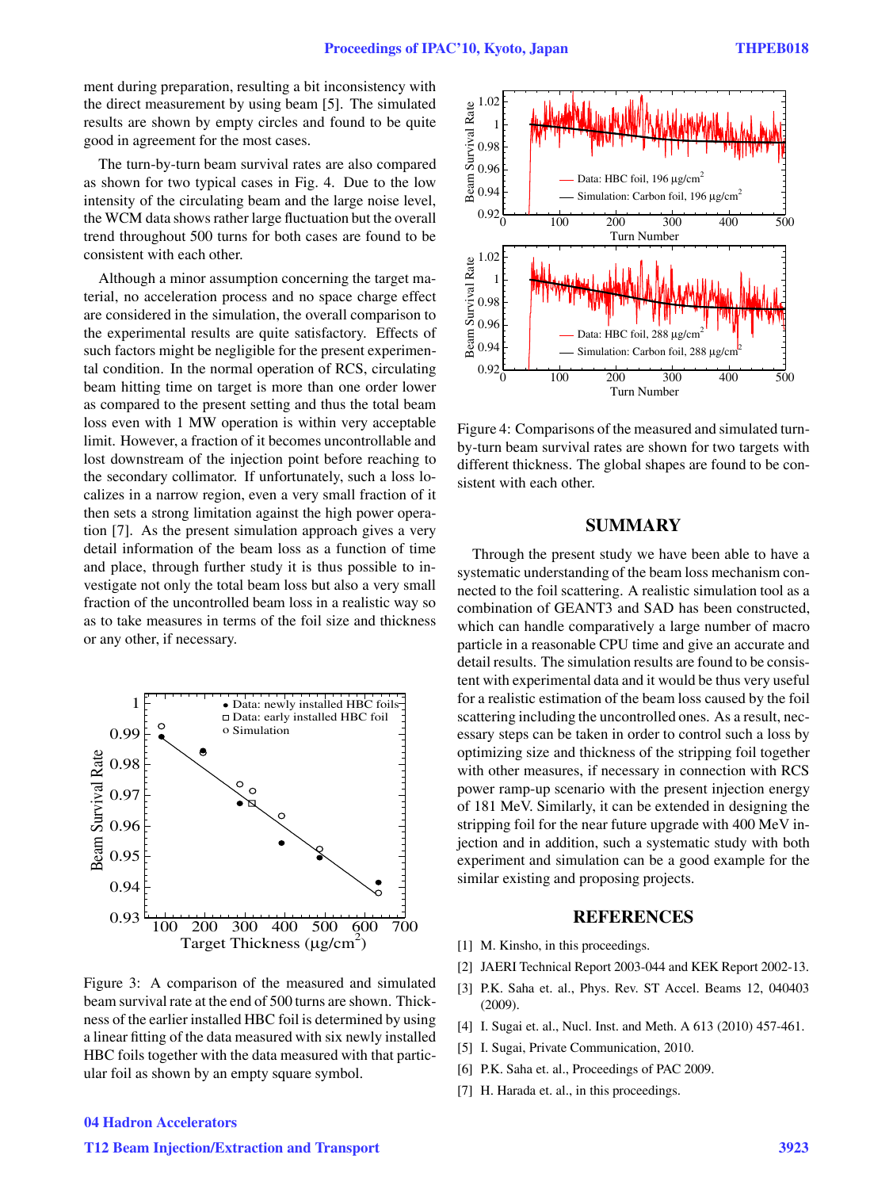ment during preparation, resulting a bit inconsistency with the direct measurement by using beam [5]. The simulated results are shown by empty circles and found to be quite good in agreement for the most cases.

The turn-by-turn beam survival rates are also compared as shown for two typical cases in Fig. 4. Due to the low intensity of the circulating beam and the large noise level, the WCM data shows rather large fluctuation but the overall trend throughout 500 turns for both cases are found to be consistent with each other.

Although a minor assumption concerning the target material, no acceleration process and no space charge effect are considered in the simulation, the overall comparison to the experimental results are quite satisfactory. Effects of such factors might be negligible for the present experimental condition. In the normal operation of RCS, circulating beam hitting time on target is more than one order lower as compared to the present setting and thus the total beam loss even with 1 MW operation is within very acceptable limit. However, a fraction of it becomes uncontrollable and lost downstream of the injection point before reaching to the secondary collimator. If unfortunately, such a loss localizes in a narrow region, even a very small fraction of it then sets a strong limitation against the high power operation [7]. As the present simulation approach gives a very detail information of the beam loss as a function of time and place, through further study it is thus possible to investigate not only the total beam loss but also a very small fraction of the uncontrolled beam loss in a realistic way so as to take measures in terms of the foil size and thickness or any other, if necessary.

Beam Survival Rate
1
0.99
0.98
0.97
0.96
0.95
0.94
0.93
100 200 300 400 500 600 700
Target Thickness ($\mu$g/cm$^2$)
• Data: newly installed HBC foils
□ Data: early installed HBC foil
○ Simulation

Figure 3: A comparison of the measured and simulated beam survival rate at the end of 500 turns are shown. Thickness of the earlier installed HBC foil is determined by using a linear fitting of the data measured with six newly installed HBC foils together with the data measured with that particular foil as shown by an empty square symbol.

Beam Survival Rate
1.02
1
0.98
0.96
0.94
0.92
0 100 200 300 400 500
Turn Number
— Data: HBC foil, 196 $\mu$g/cm$^2$
— Simulation: Carbon foil, 196 $\mu$g/cm$^2$

Beam Survival Rate
1.02
1
0.98
0.96
0.94
0.92
0 100 200 300 400 500
Turn Number
— Data: HBC foil, 288 $\mu$g/cm$^2$
— Simulation: Carbon foil, 288 $\mu$g/cm$^2$

Figure 4: Comparisons of the measured and simulated turn-by-turn beam survival rates are shown for two targets with different thickness. The global shapes are found to be consistent with each other.

## SUMMARY

Through the present study we have been able to have a systematic understanding of the beam loss mechanism connected to the foil scattering. A realistic simulation tool as a combination of GEANT3 and SAD has been constructed, which can handle comparatively a large number of macro particle in a reasonable CPU time and give an accurate and detail results. The simulation results are found to be consistent with experimental data and it would be thus very useful for a realistic estimation of the beam loss caused by the foil scattering including the uncontrolled ones. As a result, necessary steps can be taken in order to control such a loss by optimizing size and thickness of the stripping foil together with other measures, if necessary in connection with RCS power ramp-up scenario with the present injection energy of 181 MeV. Similarly, it can be extended in designing the stripping foil for the near future upgrade with 400 MeV injection and in addition, such a systematic study with both experiment and simulation can be a good example for the similar existing and proposing projects.

## REFERENCES

[1] M. Kinsho, in this proceedings.

[2] JAERI Technical Report 2003-044 and KEK Report 2002-13.

[3] P.K. Saha et. al., Phys. Rev. ST Accel. Beams 12, 040403 (2009).

[4] I. Sugai et. al., Nucl. Inst. and Meth. A 613 (2010) 457-461.

[5] I. Sugai, Private Communication, 2010.

[6] P.K. Saha et. al., Proceedings of PAC 2009.

[7] H. Harada et. al., in this proceedings.